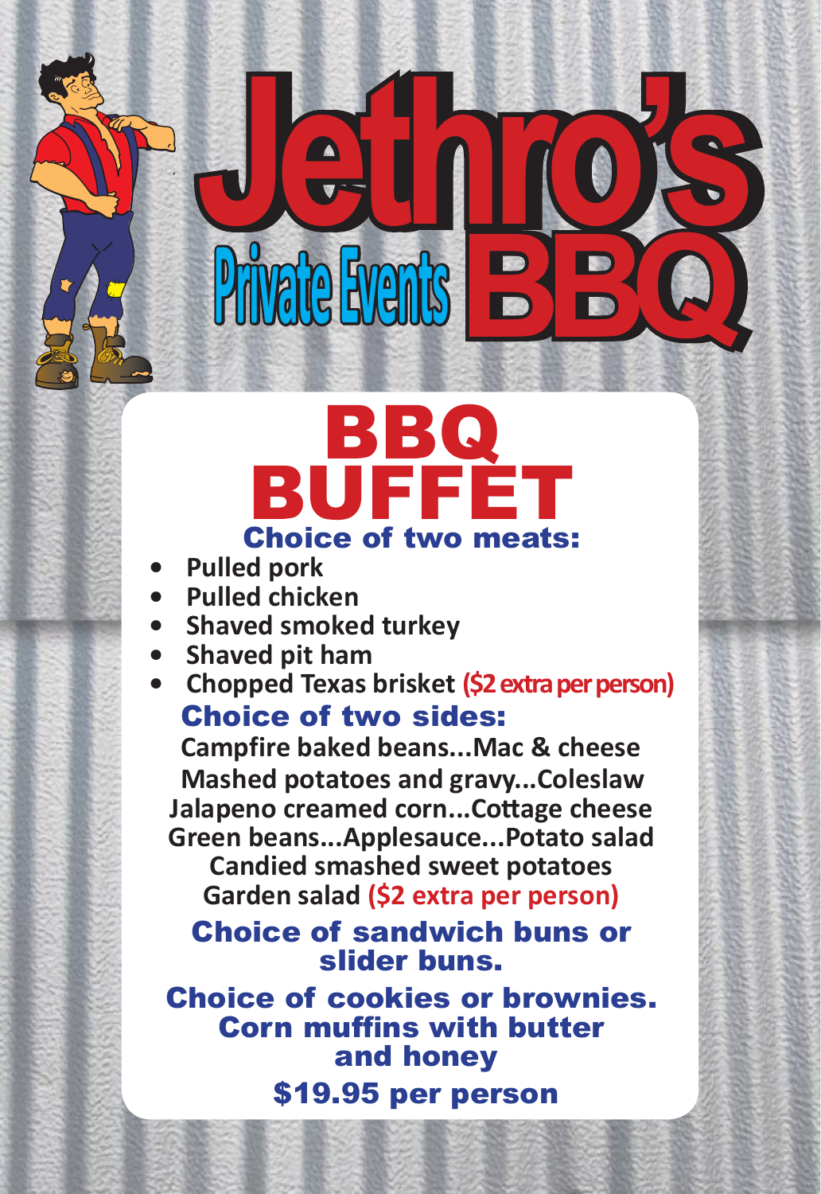# Jethro's BBQ

Private Events

## BBQ BUFFET

### Choice of two meats:

- **Pulled pork**
- **Pulled chicken**
- **Shaved smoked turkey**
- **Shaved pit ham**
- **Chopped Texas brisket (\$2 extra per person)**

### Choice of two sides:

**Campfire baked beans...Mac & cheese**
**Mashed potatoes and gravy...Coleslaw**
**Jalapeno creamed corn...Cottage cheese**
**Green beans...Applesauce...Potato salad**
**Candied smashed sweet potatoes**
**Garden salad (\$2 extra per person)**

### Choice of sandwich buns or slider buns.

### Choice of cookies or brownies.

### Corn muffins with butter and honey

### \$19.95 per person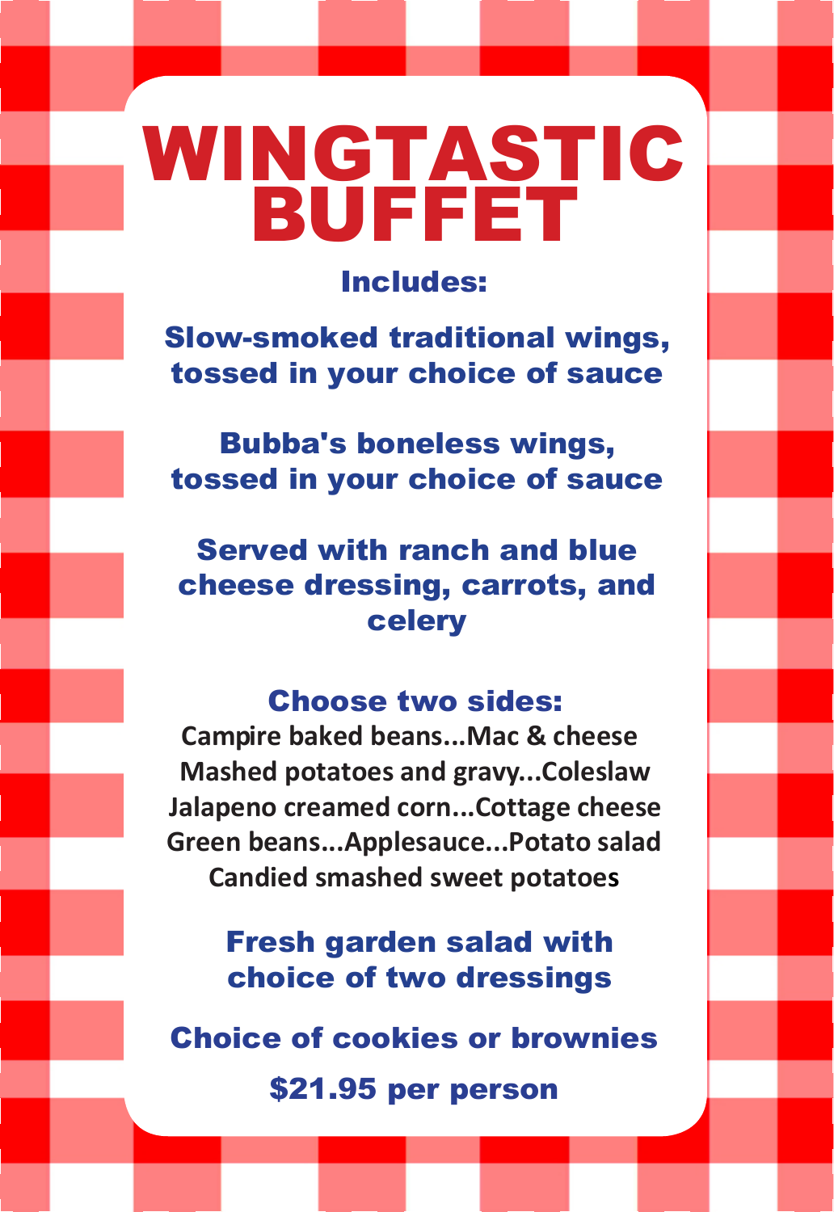# WINGTASTIC BUFFET

**Includes:**

**Slow-smoked traditional wings, tossed in your choice of sauce**

**Bubba's boneless wings, tossed in your choice of sauce**

**Served with ranch and blue cheese dressing, carrots, and celery**

## Choose two sides:

Campire baked beans...Mac & cheese
Mashed potatoes and gravy...Coleslaw
Jalapeno creamed corn...Cottage cheese
Green beans...Applesauce...Potato salad
Candied smashed sweet potatoes

**Fresh garden salad with choice of two dressings**

**Choice of cookies or brownies**

**$21.95 per person**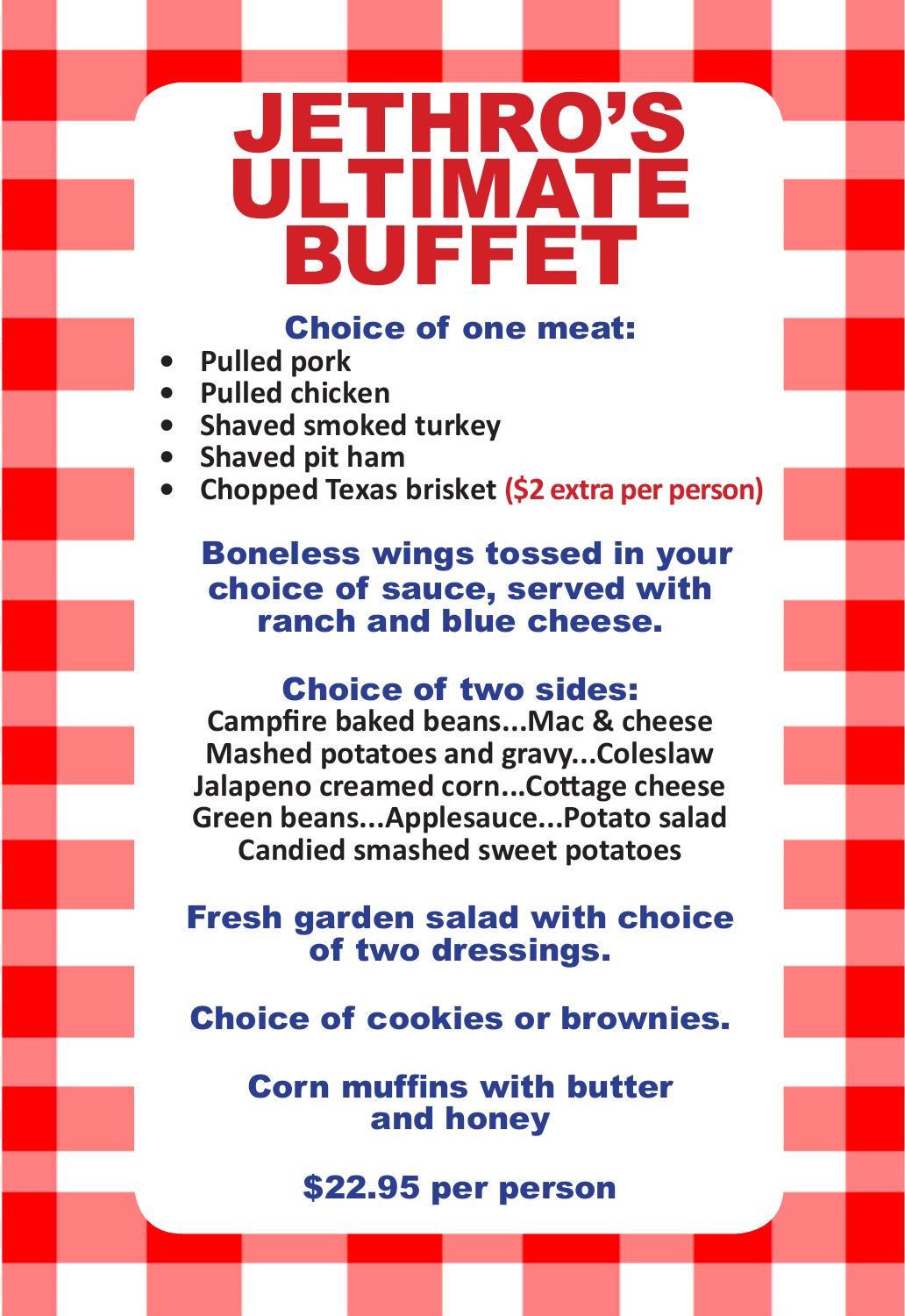# JETHRO'S ULTIMATE BUFFET

## Choice of one meat:

- Pulled pork
- Pulled chicken
- Shaved smoked turkey
- Shaved pit ham
- Chopped Texas brisket **($2 extra per person)**

## Boneless wings tossed in your choice of sauce, served with ranch and blue cheese.

## Choice of two sides:

Campfire baked beans...Mac & cheese
Mashed potatoes and gravy...Coleslaw
Jalapeno creamed corn...Cottage cheese
Green beans...Applesauce...Potato salad
Candied smashed sweet potatoes

## Fresh garden salad with choice of two dressings.

## Choice of cookies or brownies.

## Corn muffins with butter and honey

## $22.95 per person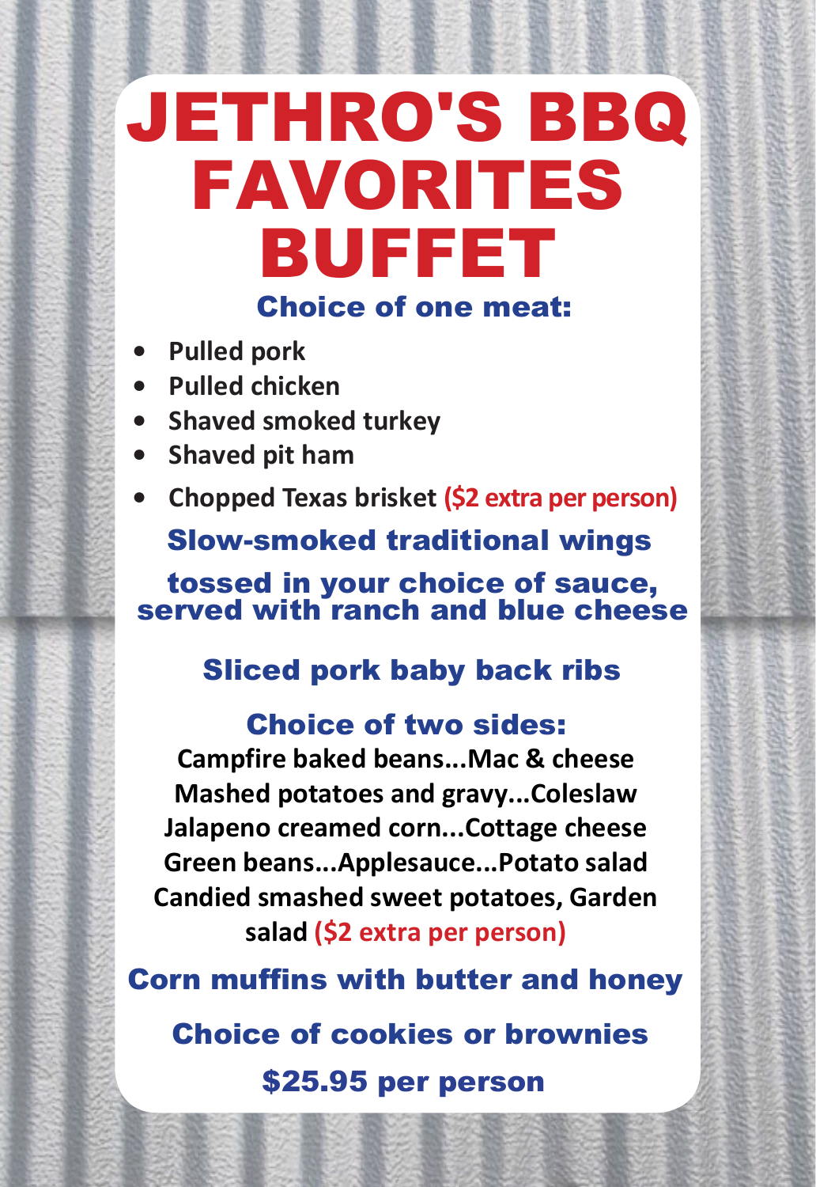# JETHRO'S BBQ FAVORITES BUFFET

## Choice of one meat:

- **Pulled pork**
- **Pulled chicken**
- **Shaved smoked turkey**
- **Shaved pit ham**
- **Chopped Texas brisket ($2 extra per person)**

## Slow-smoked traditional wings

## tossed in your choice of sauce, served with ranch and blue cheese

## Sliced pork baby back ribs

## Choice of two sides:

**Campfire baked beans...Mac & cheese**
**Mashed potatoes and gravy...Coleslaw**
**Jalapeno creamed corn...Cottage cheese**
**Green beans...Applesauce...Potato salad**
**Candied smashed sweet potatoes, Garden salad ($2 extra per person)**

## Corn muffins with butter and honey

## Choice of cookies or brownies

## $25.95 per person